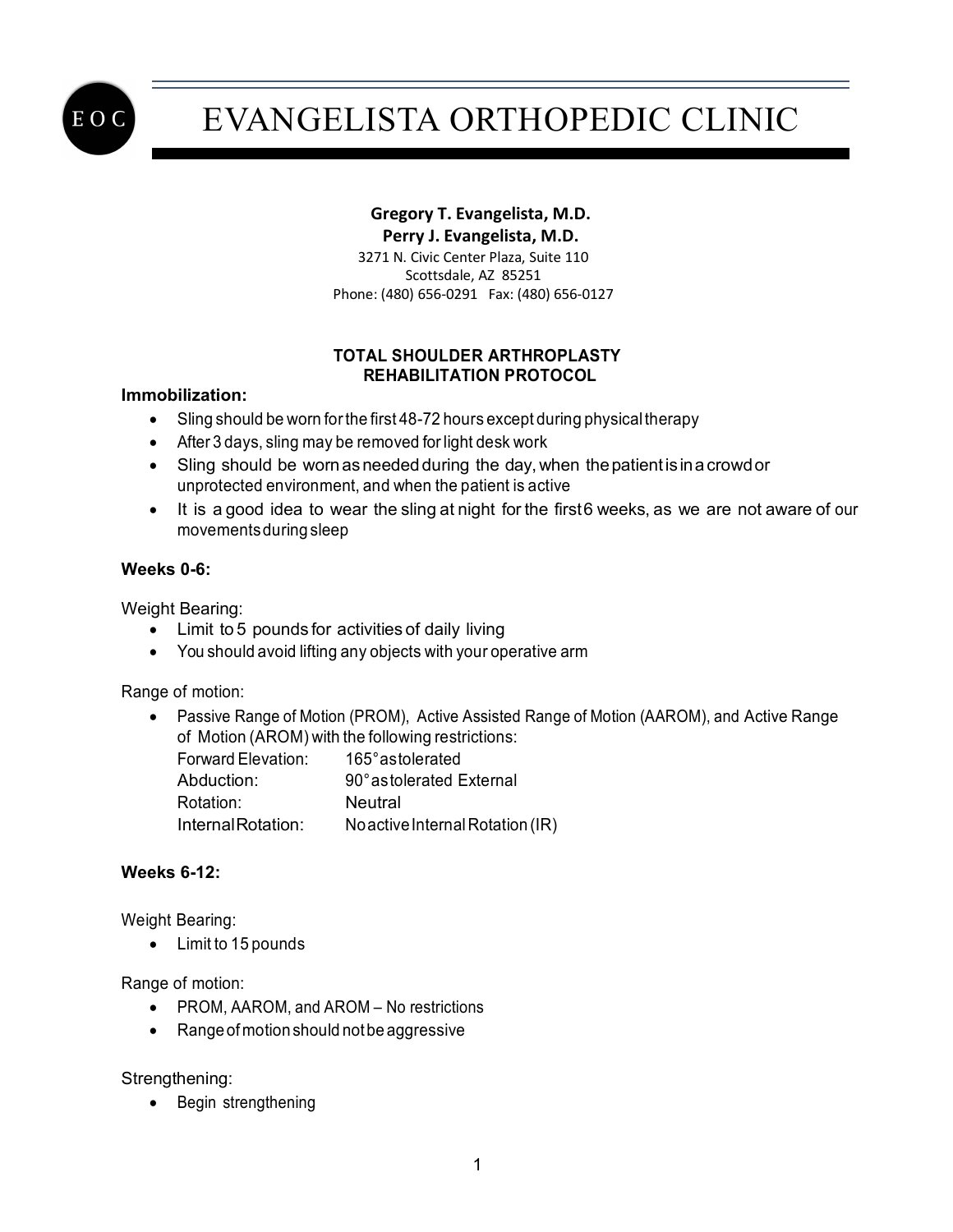# EVANGELISTA ORTHOPEDIC CLINIC

**Gregory T. Evangelista, M.D.**
**Perry J. Evangelista, M.D.**
3271 N. Civic Center Plaza, Suite 110
Scottsdale, AZ 85251
Phone: (480) 656-0291 Fax: (480) 656-0127

## TOTAL SHOULDER ARTHROPLASTY REHABILITATION PROTOCOL

### Immobilization:

- Sling should be worn for the first 48-72 hours except during physical therapy
- After 3 days, sling may be removed for light desk work
- Sling should be worn as needed during the day, when the patient is in a crowd or unprotected environment, and when the patient is active
- It is a good idea to wear the sling at night for the first 6 weeks, as we are not aware of our movements during sleep

### Weeks 0-6:

Weight Bearing:

- Limit to 5 pounds for activities of daily living
- You should avoid lifting any objects with your operative arm

Range of motion:

- Passive Range of Motion (PROM), Active Assisted Range of Motion (AAROM), and Active Range of Motion (AROM) with the following restrictions:

| | |
|---|---|
| Forward Elevation: | 165° as tolerated |
| Abduction: | 90° as tolerated External |
| Rotation: | Neutral |
| Internal Rotation: | No active Internal Rotation (IR) |

### Weeks 6-12:

Weight Bearing:

- Limit to 15 pounds

Range of motion:

- PROM, AAROM, and AROM – No restrictions
- Range of motion should not be aggressive

Strengthening:

- Begin strengthening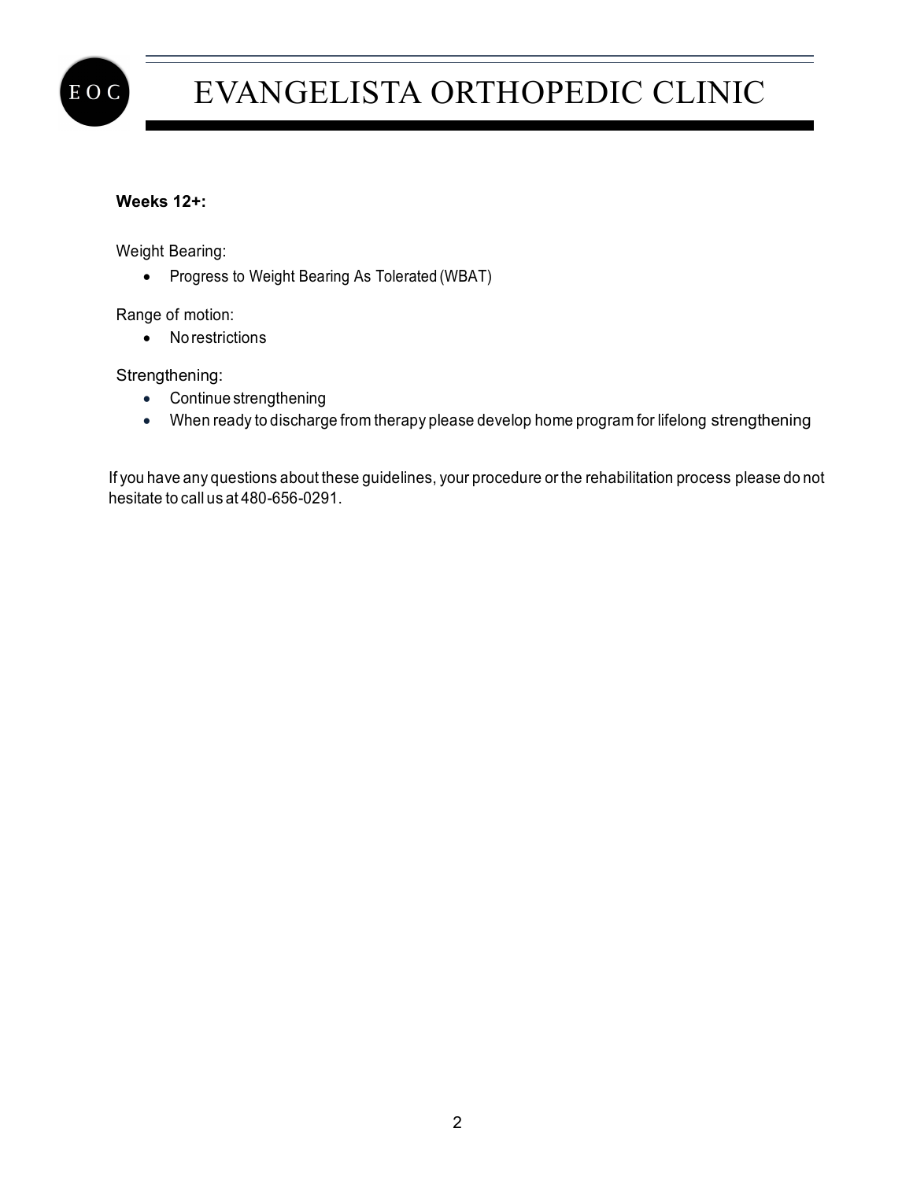**Weeks 12+:**

Weight Bearing:

- Progress to Weight Bearing As Tolerated (WBAT)

Range of motion:

- No restrictions

Strengthening:

- Continue strengthening
- When ready to discharge from therapy please develop home program for lifelong strengthening

If you have any questions about these guidelines, your procedure or the rehabilitation process please do not hesitate to call us at 480-656-0291.